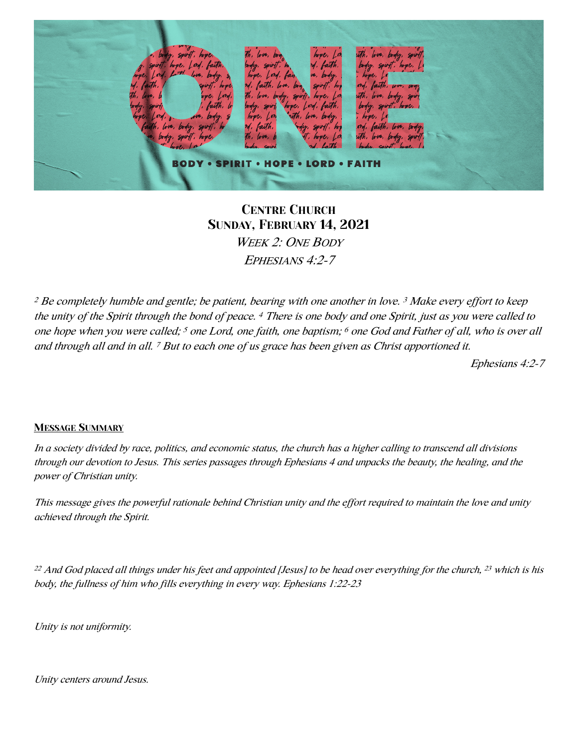# Centre Church

## Sunday, February 14, 2021

*Week 2: One Body*

*Ephesians 4:2-7*

*[2] Be completely humble and gentle; be patient, bearing with one another in love. [3] Make every effort to keep the unity of the Spirit through the bond of peace. [4] There is one body and one Spirit, just as you were called to one hope when you were called; [5] one Lord, one faith, one baptism; [6] one God and Father of all, who is over all and through all and in all. [7] But to each one of us grace has been given as Christ apportioned it.*

*Ephesians 4:2-7*

### Message Summary

*In a society divided by race, politics, and economic status, the church has a higher calling to transcend all divisions through our devotion to Jesus. This series passages through Ephesians 4 and unpacks the beauty, the healing, and the power of Christian unity.*

*This message gives the powerful rationale behind Christian unity and the effort required to maintain the love and unity achieved through the Spirit.*

*[22] And God placed all things under his feet and appointed [Jesus] to be head over everything for the church, [23] which is his body, the fullness of him who fills everything in every way. Ephesians 1:22-23*

*Unity is not uniformity.*

*Unity centers around Jesus.*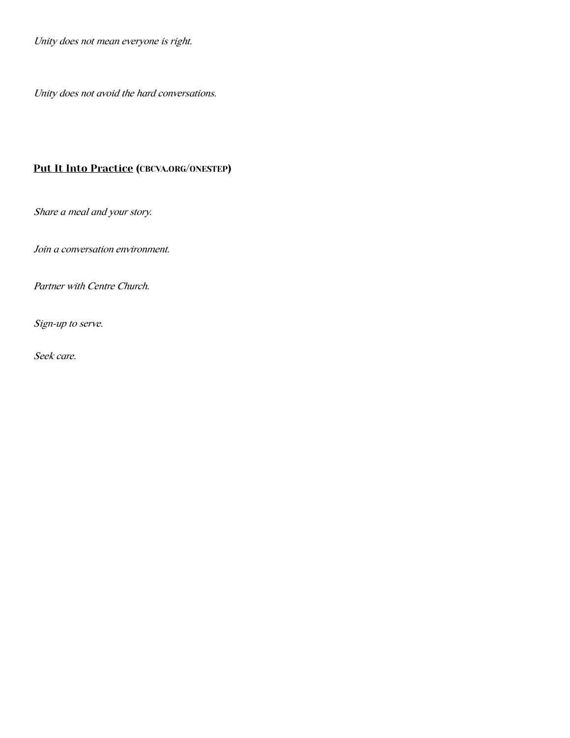*Unity does not mean everyone is right.*

*Unity does not avoid the hard conversations.*

## Put It Into Practice (cbcva.org/onestep)

*Share a meal and your story.*

*Join a conversation environment.*

*Partner with Centre Church.*

*Sign-up to serve.*

*Seek care.*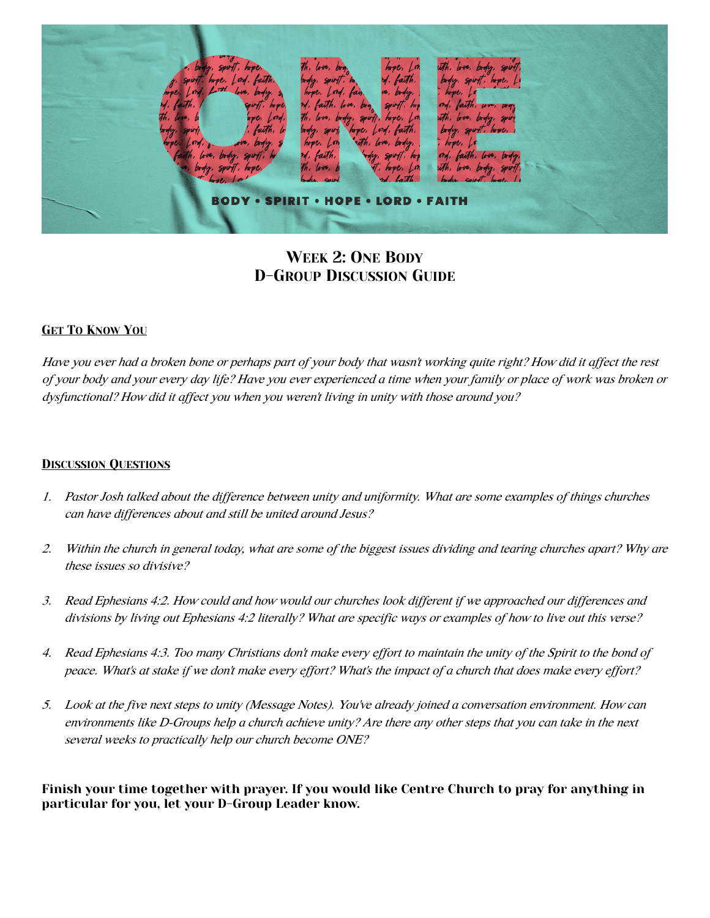# Week 2: One Body
# D-Group Discussion Guide

## Get To Know You

*Have you ever had a broken bone or perhaps part of your body that wasn't working quite right? How did it affect the rest of your body and your every day life? Have you ever experienced a time when your family or place of work was broken or dysfunctional? How did it affect you when you weren't living in unity with those around you?*

## Discussion Questions

1. *Pastor Josh talked about the difference between unity and uniformity. What are some examples of things churches can have differences about and still be united around Jesus?*
2. *Within the church in general today, what are some of the biggest issues dividing and tearing churches apart? Why are these issues so divisive?*
3. *Read Ephesians 4:2. How could and how would our churches look different if we approached our differences and divisions by living out Ephesians 4:2 literally? What are specific ways or examples of how to live out this verse?*
4. *Read Ephesians 4:3. Too many Christians don't make every effort to maintain the unity of the Spirit to the bond of peace. What's at stake if we don't make every effort? What's the impact of a church that does make every effort?*
5. *Look at the five next steps to unity (Message Notes). You've already joined a conversation environment. How can environments like D-Groups help a church achieve unity? Are there any other steps that you can take in the next several weeks to practically help our church become ONE?*

**Finish your time together with prayer. If you would like Centre Church to pray for anything in particular for you, let your D-Group Leader know.**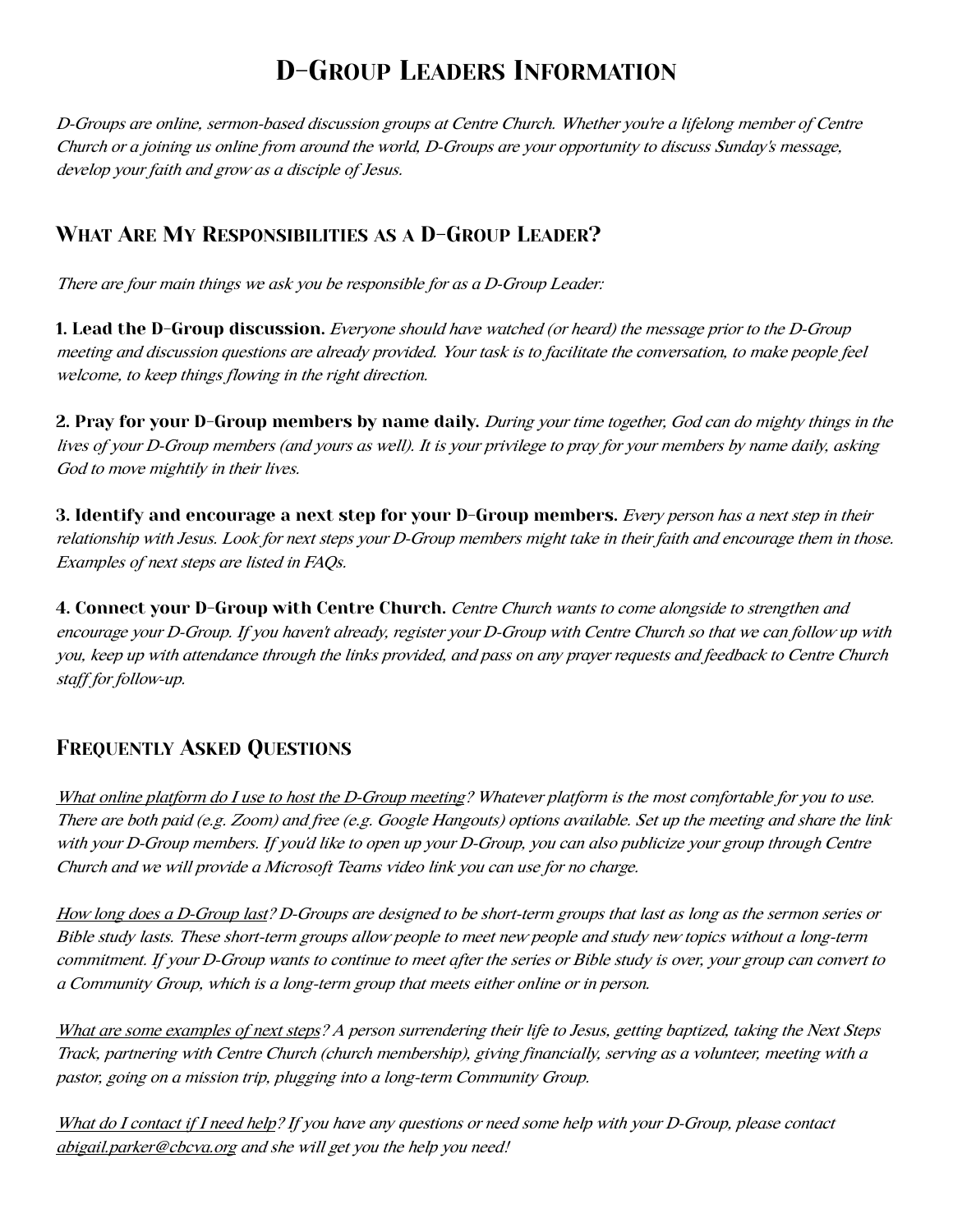# D-Group Leaders Information

*D-Groups are online, sermon-based discussion groups at Centre Church. Whether you're a lifelong member of Centre Church or a joining us online from around the world, D-Groups are your opportunity to discuss Sunday's message, develop your faith and grow as a disciple of Jesus.*

## What Are My Responsibilities as a D-Group Leader?

*There are four main things we ask you be responsible for as a D-Group Leader:*

**1. Lead the D-Group discussion.** *Everyone should have watched (or heard) the message prior to the D-Group meeting and discussion questions are already provided. Your task is to facilitate the conversation, to make people feel welcome, to keep things flowing in the right direction.*

**2. Pray for your D-Group members by name daily.** *During your time together, God can do mighty things in the lives of your D-Group members (and yours as well). It is your privilege to pray for your members by name daily, asking God to move mightily in their lives.*

**3. Identify and encourage a next step for your D-Group members.** *Every person has a next step in their relationship with Jesus. Look for next steps your D-Group members might take in their faith and encourage them in those. Examples of next steps are listed in FAQs.*

**4. Connect your D-Group with Centre Church.** *Centre Church wants to come alongside to strengthen and encourage your D-Group. If you haven't already, register your D-Group with Centre Church so that we can follow up with you, keep up with attendance through the links provided, and pass on any prayer requests and feedback to Centre Church staff for follow-up.*

## Frequently Asked Questions

*What online platform do I use to host the D-Group meeting? Whatever platform is the most comfortable for you to use. There are both paid (e.g. Zoom) and free (e.g. Google Hangouts) options available. Set up the meeting and share the link with your D-Group members. If you'd like to open up your D-Group, you can also publicize your group through Centre Church and we will provide a Microsoft Teams video link you can use for no charge.*

*How long does a D-Group last? D-Groups are designed to be short-term groups that last as long as the sermon series or Bible study lasts. These short-term groups allow people to meet new people and study new topics without a long-term commitment. If your D-Group wants to continue to meet after the series or Bible study is over, your group can convert to a Community Group, which is a long-term group that meets either online or in person.*

*What are some examples of next steps? A person surrendering their life to Jesus, getting baptized, taking the Next Steps Track, partnering with Centre Church (church membership), giving financially, serving as a volunteer, meeting with a pastor, going on a mission trip, plugging into a long-term Community Group.*

*What do I contact if I need help? If you have any questions or need some help with your D-Group, please contact abigail.parker@cbcva.org and she will get you the help you need!*